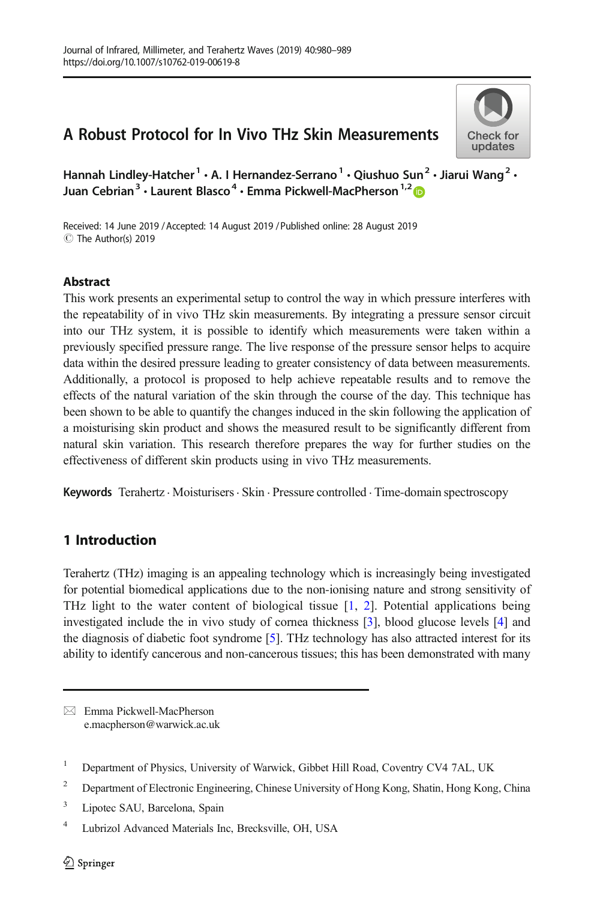# A Robust Protocol for In Vivo THz Skin Measurements

Hannah Lindley-Hatcher [1] • A. I Hernandez-Serrano [1] • Qiushuo Sun [2] • Jiarui Wang [2] • Juan Cebrian [3] • Laurent Blasco [4] • Emma Pickwell-MacPherson [1,2]

Received: 14 June 2019 / Accepted: 14 August 2019 / Published online: 28 August 2019
© The Author(s) 2019

## Abstract

This work presents an experimental setup to control the way in which pressure interferes with the repeatability of in vivo THz skin measurements. By integrating a pressure sensor circuit into our THz system, it is possible to identify which measurements were taken within a previously specified pressure range. The live response of the pressure sensor helps to acquire data within the desired pressure leading to greater consistency of data between measurements. Additionally, a protocol is proposed to help achieve repeatable results and to remove the effects of the natural variation of the skin through the course of the day. This technique has been shown to be able to quantify the changes induced in the skin following the application of a moisturising skin product and shows the measured result to be significantly different from natural skin variation. This research therefore prepares the way for further studies on the effectiveness of different skin products using in vivo THz measurements.

**Keywords** Terahertz · Moisturisers · Skin · Pressure controlled · Time-domain spectroscopy

## 1 Introduction

Terahertz (THz) imaging is an appealing technology which is increasingly being investigated for potential biomedical applications due to the non-ionising nature and strong sensitivity of THz light to the water content of biological tissue [1, 2]. Potential applications being investigated include the in vivo study of cornea thickness [3], blood glucose levels [4] and the diagnosis of diabetic foot syndrome [5]. THz technology has also attracted interest for its ability to identify cancerous and non-cancerous tissues; this has been demonstrated with many

---

✉ Emma Pickwell-MacPherson
e.macpherson@warwick.ac.uk

[1] Department of Physics, University of Warwick, Gibbet Hill Road, Coventry CV4 7AL, UK

[2] Department of Electronic Engineering, Chinese University of Hong Kong, Shatin, Hong Kong, China

[3] Lipotec SAU, Barcelona, Spain

[4] Lubrizol Advanced Materials Inc, Brecksville, OH, USA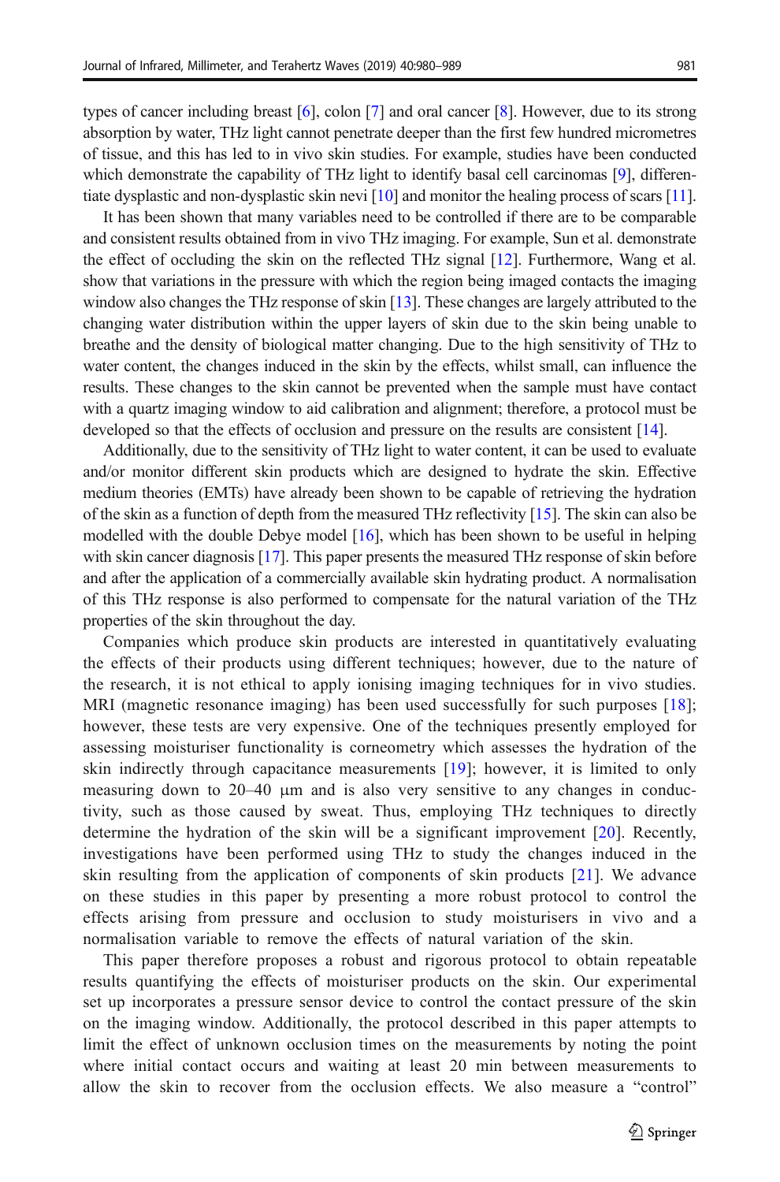types of cancer including breast [6], colon [7] and oral cancer [8]. However, due to its strong absorption by water, THz light cannot penetrate deeper than the first few hundred micrometres of tissue, and this has led to in vivo skin studies. For example, studies have been conducted which demonstrate the capability of THz light to identify basal cell carcinomas [9], differentiate dysplastic and non-dysplastic skin nevi [10] and monitor the healing process of scars [11].

It has been shown that many variables need to be controlled if there are to be comparable and consistent results obtained from in vivo THz imaging. For example, Sun et al. demonstrate the effect of occluding the skin on the reflected THz signal [12]. Furthermore, Wang et al. show that variations in the pressure with which the region being imaged contacts the imaging window also changes the THz response of skin [13]. These changes are largely attributed to the changing water distribution within the upper layers of skin due to the skin being unable to breathe and the density of biological matter changing. Due to the high sensitivity of THz to water content, the changes induced in the skin by the effects, whilst small, can influence the results. These changes to the skin cannot be prevented when the sample must have contact with a quartz imaging window to aid calibration and alignment; therefore, a protocol must be developed so that the effects of occlusion and pressure on the results are consistent [14].

Additionally, due to the sensitivity of THz light to water content, it can be used to evaluate and/or monitor different skin products which are designed to hydrate the skin. Effective medium theories (EMTs) have already been shown to be capable of retrieving the hydration of the skin as a function of depth from the measured THz reflectivity [15]. The skin can also be modelled with the double Debye model [16], which has been shown to be useful in helping with skin cancer diagnosis [17]. This paper presents the measured THz response of skin before and after the application of a commercially available skin hydrating product. A normalisation of this THz response is also performed to compensate for the natural variation of the THz properties of the skin throughout the day.

Companies which produce skin products are interested in quantitatively evaluating the effects of their products using different techniques; however, due to the nature of the research, it is not ethical to apply ionising imaging techniques for in vivo studies. MRI (magnetic resonance imaging) has been used successfully for such purposes [18]; however, these tests are very expensive. One of the techniques presently employed for assessing moisturiser functionality is corneometry which assesses the hydration of the skin indirectly through capacitance measurements [19]; however, it is limited to only measuring down to 20–40 μm and is also very sensitive to any changes in conductivity, such as those caused by sweat. Thus, employing THz techniques to directly determine the hydration of the skin will be a significant improvement [20]. Recently, investigations have been performed using THz to study the changes induced in the skin resulting from the application of components of skin products [21]. We advance on these studies in this paper by presenting a more robust protocol to control the effects arising from pressure and occlusion to study moisturisers in vivo and a normalisation variable to remove the effects of natural variation of the skin.

This paper therefore proposes a robust and rigorous protocol to obtain repeatable results quantifying the effects of moisturiser products on the skin. Our experimental set up incorporates a pressure sensor device to control the contact pressure of the skin on the imaging window. Additionally, the protocol described in this paper attempts to limit the effect of unknown occlusion times on the measurements by noting the point where initial contact occurs and waiting at least 20 min between measurements to allow the skin to recover from the occlusion effects. We also measure a "control"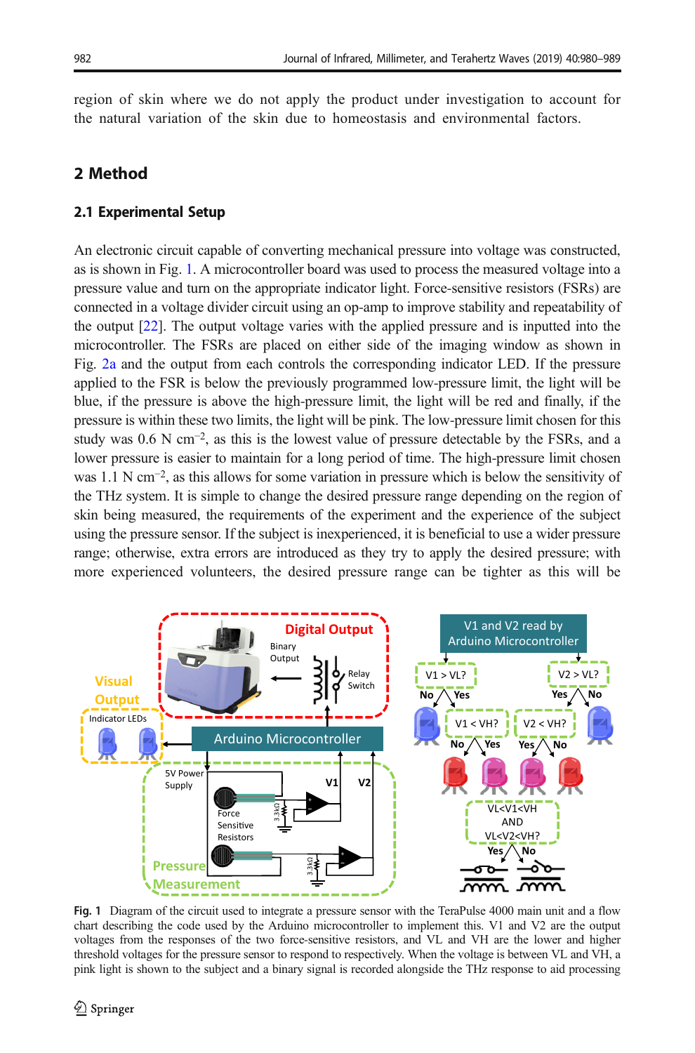region of skin where we do not apply the product under investigation to account for the natural variation of the skin due to homeostasis and environmental factors.

## 2 Method

### 2.1 Experimental Setup

An electronic circuit capable of converting mechanical pressure into voltage was constructed, as is shown in Fig. 1. A microcontroller board was used to process the measured voltage into a pressure value and turn on the appropriate indicator light. Force-sensitive resistors (FSRs) are connected in a voltage divider circuit using an op-amp to improve stability and repeatability of the output [22]. The output voltage varies with the applied pressure and is inputted into the microcontroller. The FSRs are placed on either side of the imaging window as shown in Fig. 2a and the output from each controls the corresponding indicator LED. If the pressure applied to the FSR is below the previously programmed low-pressure limit, the light will be blue, if the pressure is above the high-pressure limit, the light will be red and finally, if the pressure is within these two limits, the light will be pink. The low-pressure limit chosen for this study was 0.6 N cm$^{-2}$, as this is the lowest value of pressure detectable by the FSRs, and a lower pressure is easier to maintain for a long period of time. The high-pressure limit chosen was 1.1 N cm$^{-2}$, as this allows for some variation in pressure which is below the sensitivity of the THz system. It is simple to change the desired pressure range depending on the region of skin being measured, the requirements of the experiment and the experience of the subject using the pressure sensor. If the subject is inexperienced, it is beneficial to use a wider pressure range; otherwise, extra errors are introduced as they try to apply the desired pressure; with more experienced volunteers, the desired pressure range can be tighter as this will be

**Fig. 1** Diagram of the circuit used to integrate a pressure sensor with the TeraPulse 4000 main unit and a flow chart describing the code used by the Arduino microcontroller to implement this. V1 and V2 are the output voltages from the responses of the two force-sensitive resistors, and VL and VH are the lower and higher threshold voltages for the pressure sensor to respond to respectively. When the voltage is between VL and VH, a pink light is shown to the subject and a binary signal is recorded alongside the THz response to aid processing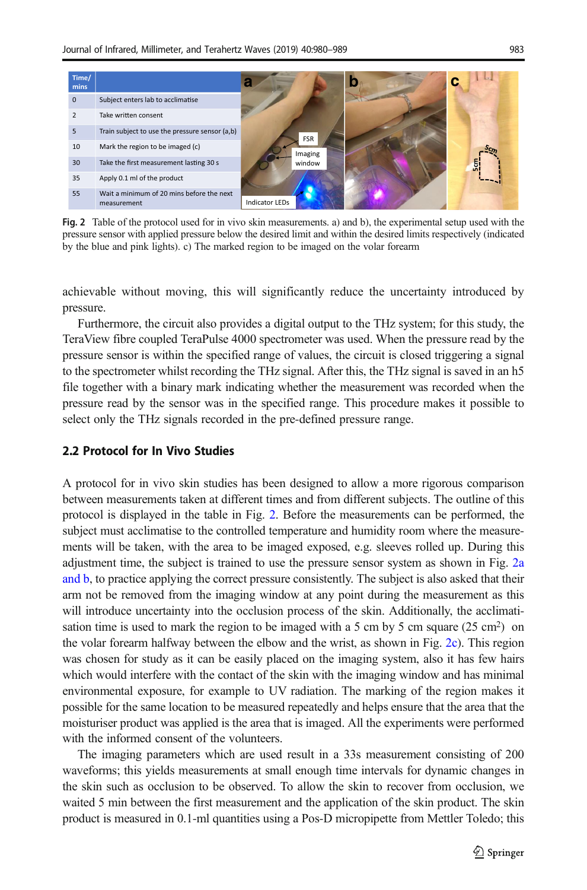| Time/ mins | |
|---|---|
| 0 | Subject enters lab to acclimatise |
| 2 | Take written consent |
| 5 | Train subject to use the pressure sensor (a,b) |
| 10 | Mark the region to be imaged (c) |
| 30 | Take the first measurement lasting 30 s |
| 35 | Apply 0.1 ml of the product |
| 55 | Wait a minimum of 20 mins before the next measurement |

**Fig. 2** Table of the protocol used for in vivo skin measurements. a) and b), the experimental setup used with the pressure sensor with applied pressure below the desired limit and within the desired limits respectively (indicated by the blue and pink lights). c) The marked region to be imaged on the volar forearm

achievable without moving, this will significantly reduce the uncertainty introduced by pressure.

Furthermore, the circuit also provides a digital output to the THz system; for this study, the TeraView fibre coupled TeraPulse 4000 spectrometer was used. When the pressure read by the pressure sensor is within the specified range of values, the circuit is closed triggering a signal to the spectrometer whilst recording the THz signal. After this, the THz signal is saved in an h5 file together with a binary mark indicating whether the measurement was recorded when the pressure read by the sensor was in the specified range. This procedure makes it possible to select only the THz signals recorded in the pre-defined pressure range.

## 2.2 Protocol for In Vivo Studies

A protocol for in vivo skin studies has been designed to allow a more rigorous comparison between measurements taken at different times and from different subjects. The outline of this protocol is displayed in the table in Fig. 2. Before the measurements can be performed, the subject must acclimatise to the controlled temperature and humidity room where the measurements will be taken, with the area to be imaged exposed, e.g. sleeves rolled up. During this adjustment time, the subject is trained to use the pressure sensor system as shown in Fig. 2a and b, to practice applying the correct pressure consistently. The subject is also asked that their arm not be removed from the imaging window at any point during the measurement as this will introduce uncertainty into the occlusion process of the skin. Additionally, the acclimatisation time is used to mark the region to be imaged with a 5 cm by 5 cm square (25 cm$^2$) on the volar forearm halfway between the elbow and the wrist, as shown in Fig. 2c). This region was chosen for study as it can be easily placed on the imaging system, also it has few hairs which would interfere with the contact of the skin with the imaging window and has minimal environmental exposure, for example to UV radiation. The marking of the region makes it possible for the same location to be measured repeatedly and helps ensure that the area that the moisturiser product was applied is the area that is imaged. All the experiments were performed with the informed consent of the volunteers.

The imaging parameters which are used result in a 33s measurement consisting of 200 waveforms; this yields measurements at small enough time intervals for dynamic changes in the skin such as occlusion to be observed. To allow the skin to recover from occlusion, we waited 5 min between the first measurement and the application of the skin product. The skin product is measured in 0.1-ml quantities using a Pos-D micropipette from Mettler Toledo; this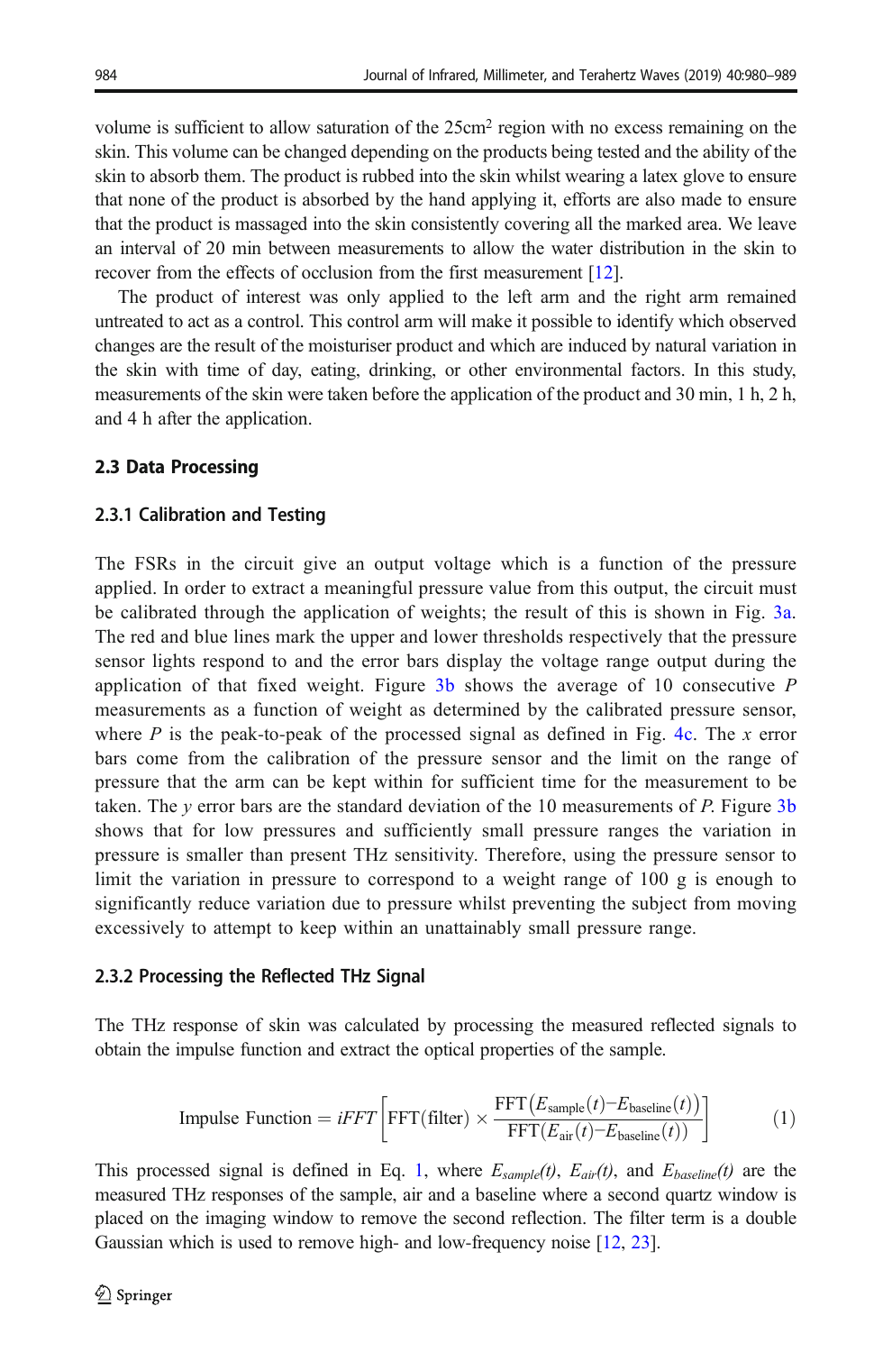volume is sufficient to allow saturation of the 25cm$^2$ region with no excess remaining on the skin. This volume can be changed depending on the products being tested and the ability of the skin to absorb them. The product is rubbed into the skin whilst wearing a latex glove to ensure that none of the product is absorbed by the hand applying it, efforts are also made to ensure that the product is massaged into the skin consistently covering all the marked area. We leave an interval of 20 min between measurements to allow the water distribution in the skin to recover from the effects of occlusion from the first measurement [12].

The product of interest was only applied to the left arm and the right arm remained untreated to act as a control. This control arm will make it possible to identify which observed changes are the result of the moisturiser product and which are induced by natural variation in the skin with time of day, eating, drinking, or other environmental factors. In this study, measurements of the skin were taken before the application of the product and 30 min, 1 h, 2 h, and 4 h after the application.

### 2.3 Data Processing

#### 2.3.1 Calibration and Testing

The FSRs in the circuit give an output voltage which is a function of the pressure applied. In order to extract a meaningful pressure value from this output, the circuit must be calibrated through the application of weights; the result of this is shown in Fig. 3a. The red and blue lines mark the upper and lower thresholds respectively that the pressure sensor lights respond to and the error bars display the voltage range output during the application of that fixed weight. Figure 3b shows the average of 10 consecutive $P$ measurements as a function of weight as determined by the calibrated pressure sensor, where $P$ is the peak-to-peak of the processed signal as defined in Fig. 4c. The $x$ error bars come from the calibration of the pressure sensor and the limit on the range of pressure that the arm can be kept within for sufficient time for the measurement to be taken. The $y$ error bars are the standard deviation of the 10 measurements of $P$. Figure 3b shows that for low pressures and sufficiently small pressure ranges the variation in pressure is smaller than present THz sensitivity. Therefore, using the pressure sensor to limit the variation in pressure to correspond to a weight range of 100 g is enough to significantly reduce variation due to pressure whilst preventing the subject from moving excessively to attempt to keep within an unattainably small pressure range.

#### 2.3.2 Processing the Reflected THz Signal

The THz response of skin was calculated by processing the measured reflected signals to obtain the impulse function and extract the optical properties of the sample.

$$\text{Impulse Function} = iFFT\left[\text{FFT(filter)} \times \frac{\text{FFT}\left(E_{\text{sample}}(t) - E_{\text{baseline}}(t)\right)}{\text{FFT}\left(E_{\text{air}}(t) - E_{\text{baseline}}(t)\right)}\right] \tag{1}$$

This processed signal is defined in Eq. 1, where $E_{sample}(t)$, $E_{air}(t)$, and $E_{baseline}(t)$ are the measured THz responses of the sample, air and a baseline where a second quartz window is placed on the imaging window to remove the second reflection. The filter term is a double Gaussian which is used to remove high- and low-frequency noise [12, 23].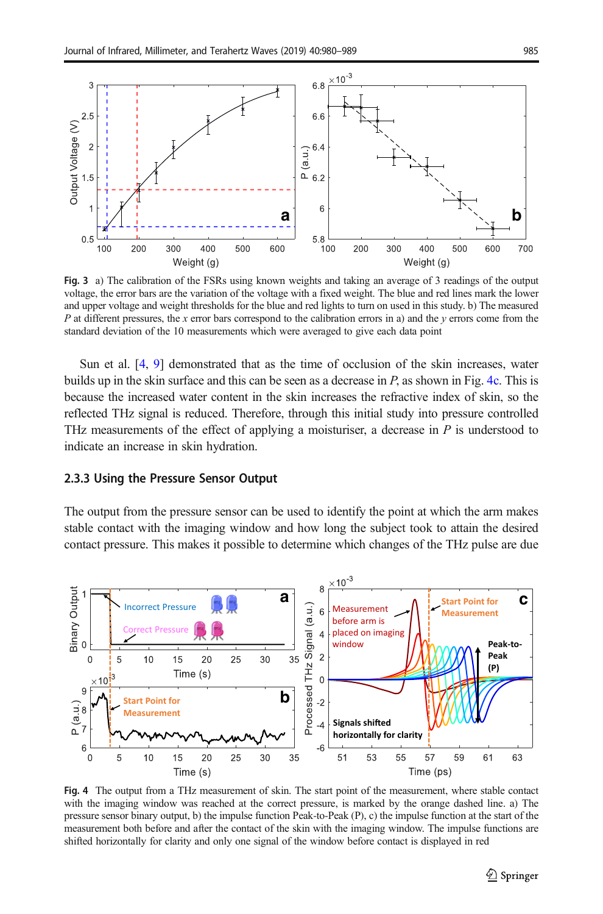**Fig. 3** a) The calibration of the FSRs using known weights and taking an average of 3 readings of the output voltage, the error bars are the variation of the voltage with a fixed weight. The blue and red lines mark the lower and upper voltage and weight thresholds for the blue and red lights to turn on used in this study. b) The measured *P* at different pressures, the *x* error bars correspond to the calibration errors in a) and the *y* errors come from the standard deviation of the 10 measurements which were averaged to give each data point

Sun et al. [4, 9] demonstrated that as the time of occlusion of the skin increases, water builds up in the skin surface and this can be seen as a decrease in *P*, as shown in Fig. 4c. This is because the increased water content in the skin increases the refractive index of skin, so the reflected THz signal is reduced. Therefore, through this initial study into pressure controlled THz measurements of the effect of applying a moisturiser, a decrease in *P* is understood to indicate an increase in skin hydration.

### 2.3.3 Using the Pressure Sensor Output

The output from the pressure sensor can be used to identify the point at which the arm makes stable contact with the imaging window and how long the subject took to attain the desired contact pressure. This makes it possible to determine which changes of the THz pulse are due

**Fig. 4** The output from a THz measurement of skin. The start point of the measurement, where stable contact with the imaging window was reached at the correct pressure, is marked by the orange dashed line. a) The pressure sensor binary output, b) the impulse function Peak-to-Peak (P), c) the impulse function at the start of the measurement both before and after the contact of the skin with the imaging window. The impulse functions are shifted horizontally for clarity and only one signal of the window before contact is displayed in red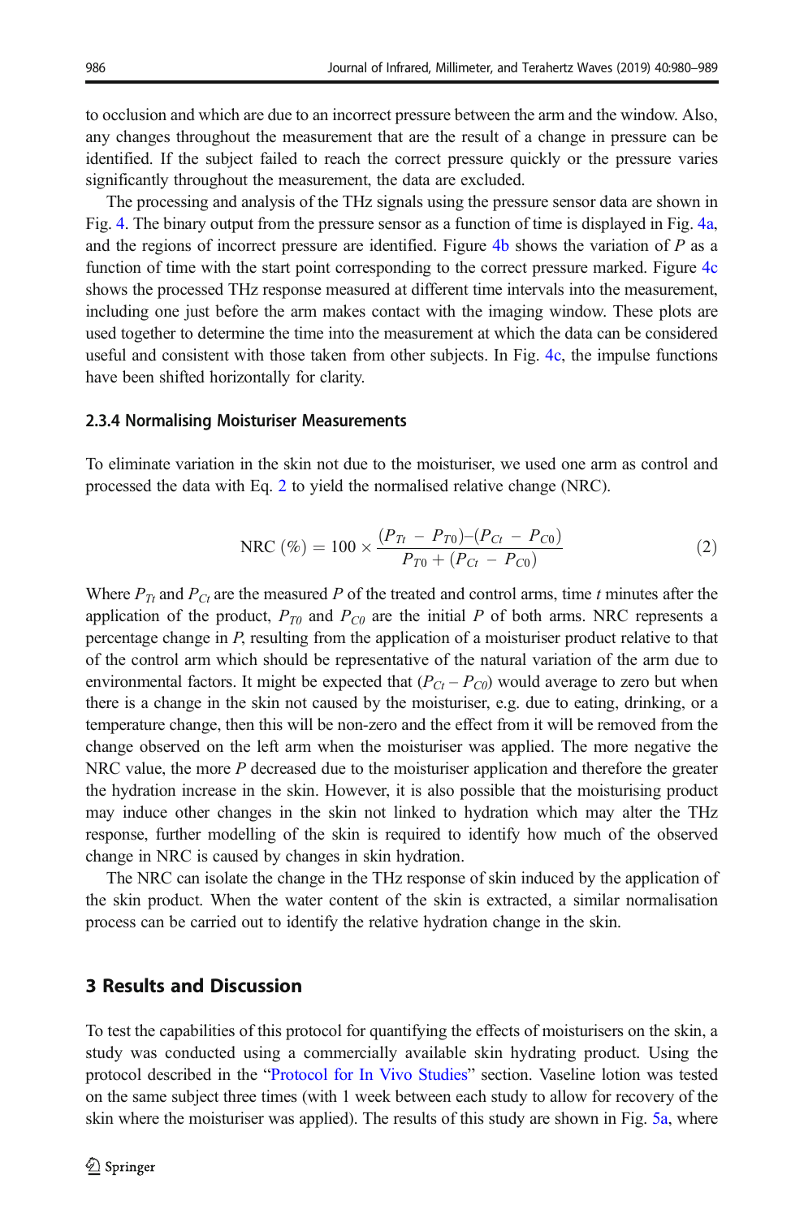to occlusion and which are due to an incorrect pressure between the arm and the window. Also, any changes throughout the measurement that are the result of a change in pressure can be identified. If the subject failed to reach the correct pressure quickly or the pressure varies significantly throughout the measurement, the data are excluded.

The processing and analysis of the THz signals using the pressure sensor data are shown in Fig. 4. The binary output from the pressure sensor as a function of time is displayed in Fig. 4a, and the regions of incorrect pressure are identified. Figure 4b shows the variation of $P$ as a function of time with the start point corresponding to the correct pressure marked. Figure 4c shows the processed THz response measured at different time intervals into the measurement, including one just before the arm makes contact with the imaging window. These plots are used together to determine the time into the measurement at which the data can be considered useful and consistent with those taken from other subjects. In Fig. 4c, the impulse functions have been shifted horizontally for clarity.

### 2.3.4 Normalising Moisturiser Measurements

To eliminate variation in the skin not due to the moisturiser, we used one arm as control and processed the data with Eq. 2 to yield the normalised relative change (NRC).

$$\text{NRC}\ (\%) = 100 \times \frac{(P_{Tt} - P_{T0}) - (P_{Ct} - P_{C0})}{P_{T0} + (P_{Ct} - P_{C0})} \tag{2}$$

Where $P_{Tt}$ and $P_{Ct}$ are the measured $P$ of the treated and control arms, time $t$ minutes after the application of the product, $P_{T0}$ and $P_{C0}$ are the initial $P$ of both arms. NRC represents a percentage change in $P$, resulting from the application of a moisturiser product relative to that of the control arm which should be representative of the natural variation of the arm due to environmental factors. It might be expected that $(P_{Ct} - P_{C0})$ would average to zero but when there is a change in the skin not caused by the moisturiser, e.g. due to eating, drinking, or a temperature change, then this will be non-zero and the effect from it will be removed from the change observed on the left arm when the moisturiser was applied. The more negative the NRC value, the more $P$ decreased due to the moisturiser application and therefore the greater the hydration increase in the skin. However, it is also possible that the moisturising product may induce other changes in the skin not linked to hydration which may alter the THz response, further modelling of the skin is required to identify how much of the observed change in NRC is caused by changes in skin hydration.

The NRC can isolate the change in the THz response of skin induced by the application of the skin product. When the water content of the skin is extracted, a similar normalisation process can be carried out to identify the relative hydration change in the skin.

## 3 Results and Discussion

To test the capabilities of this protocol for quantifying the effects of moisturisers on the skin, a study was conducted using a commercially available skin hydrating product. Using the protocol described in the "Protocol for In Vivo Studies" section. Vaseline lotion was tested on the same subject three times (with 1 week between each study to allow for recovery of the skin where the moisturiser was applied). The results of this study are shown in Fig. 5a, where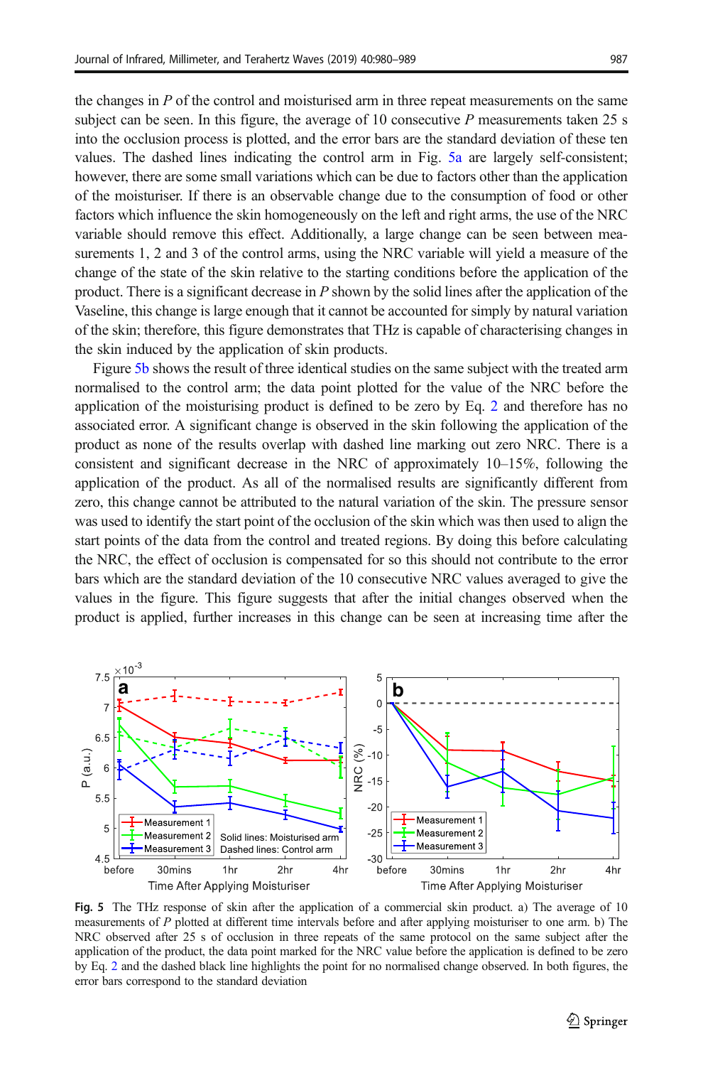the changes in $P$ of the control and moisturised arm in three repeat measurements on the same subject can be seen. In this figure, the average of 10 consecutive $P$ measurements taken 25 s into the occlusion process is plotted, and the error bars are the standard deviation of these ten values. The dashed lines indicating the control arm in Fig. 5a are largely self-consistent; however, there are some small variations which can be due to factors other than the application of the moisturiser. If there is an observable change due to the consumption of food or other factors which influence the skin homogeneously on the left and right arms, the use of the NRC variable should remove this effect. Additionally, a large change can be seen between measurements 1, 2 and 3 of the control arms, using the NRC variable will yield a measure of the change of the state of the skin relative to the starting conditions before the application of the product. There is a significant decrease in $P$ shown by the solid lines after the application of the Vaseline, this change is large enough that it cannot be accounted for simply by natural variation of the skin; therefore, this figure demonstrates that THz is capable of characterising changes in the skin induced by the application of skin products.

Figure 5b shows the result of three identical studies on the same subject with the treated arm normalised to the control arm; the data point plotted for the value of the NRC before the application of the moisturising product is defined to be zero by Eq. 2 and therefore has no associated error. A significant change is observed in the skin following the application of the product as none of the results overlap with dashed line marking out zero NRC. There is a consistent and significant decrease in the NRC of approximately 10–15%, following the application of the product. As all of the normalised results are significantly different from zero, this change cannot be attributed to the natural variation of the skin. The pressure sensor was used to identify the start point of the occlusion of the skin which was then used to align the start points of the data from the control and treated regions. By doing this before calculating the NRC, the effect of occlusion is compensated for so this should not contribute to the error bars which are the standard deviation of the 10 consecutive NRC values averaged to give the values in the figure. This figure suggests that after the initial changes observed when the product is applied, further increases in this change can be seen at increasing time after the

**Fig. 5** The THz response of skin after the application of a commercial skin product. a) The average of 10 measurements of $P$ plotted at different time intervals before and after applying moisturiser to one arm. b) The NRC observed after 25 s of occlusion in three repeats of the same protocol on the same subject after the application of the product, the data point marked for the NRC value before the application is defined to be zero by Eq. 2 and the dashed black line highlights the point for no normalised change observed. In both figures, the error bars correspond to the standard deviation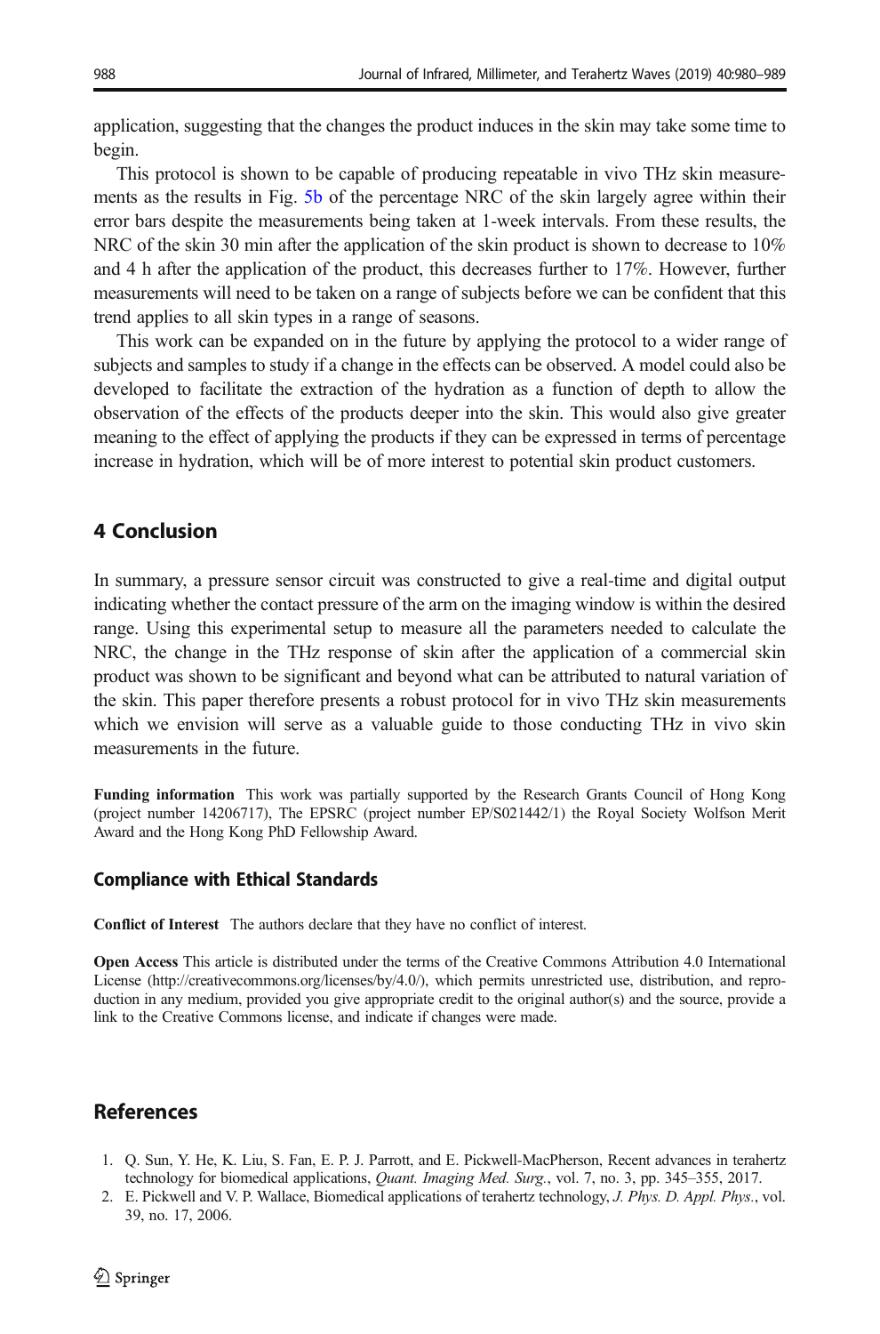application, suggesting that the changes the product induces in the skin may take some time to begin.

This protocol is shown to be capable of producing repeatable in vivo THz skin measurements as the results in Fig. 5b of the percentage NRC of the skin largely agree within their error bars despite the measurements being taken at 1-week intervals. From these results, the NRC of the skin 30 min after the application of the skin product is shown to decrease to 10% and 4 h after the application of the product, this decreases further to 17%. However, further measurements will need to be taken on a range of subjects before we can be confident that this trend applies to all skin types in a range of seasons.

This work can be expanded on in the future by applying the protocol to a wider range of subjects and samples to study if a change in the effects can be observed. A model could also be developed to facilitate the extraction of the hydration as a function of depth to allow the observation of the effects of the products deeper into the skin. This would also give greater meaning to the effect of applying the products if they can be expressed in terms of percentage increase in hydration, which will be of more interest to potential skin product customers.

## 4 Conclusion

In summary, a pressure sensor circuit was constructed to give a real-time and digital output indicating whether the contact pressure of the arm on the imaging window is within the desired range. Using this experimental setup to measure all the parameters needed to calculate the NRC, the change in the THz response of skin after the application of a commercial skin product was shown to be significant and beyond what can be attributed to natural variation of the skin. This paper therefore presents a robust protocol for in vivo THz skin measurements which we envision will serve as a valuable guide to those conducting THz in vivo skin measurements in the future.

**Funding information** This work was partially supported by the Research Grants Council of Hong Kong (project number 14206717), The EPSRC (project number EP/S021442/1) the Royal Society Wolfson Merit Award and the Hong Kong PhD Fellowship Award.

### Compliance with Ethical Standards

**Conflict of Interest** The authors declare that they have no conflict of interest.

**Open Access** This article is distributed under the terms of the Creative Commons Attribution 4.0 International License (http://creativecommons.org/licenses/by/4.0/), which permits unrestricted use, distribution, and reproduction in any medium, provided you give appropriate credit to the original author(s) and the source, provide a link to the Creative Commons license, and indicate if changes were made.

## References

1. Q. Sun, Y. He, K. Liu, S. Fan, E. P. J. Parrott, and E. Pickwell-MacPherson, Recent advances in terahertz technology for biomedical applications, *Quant. Imaging Med. Surg.*, vol. 7, no. 3, pp. 345–355, 2017.
2. E. Pickwell and V. P. Wallace, Biomedical applications of terahertz technology, *J. Phys. D. Appl. Phys.*, vol. 39, no. 17, 2006.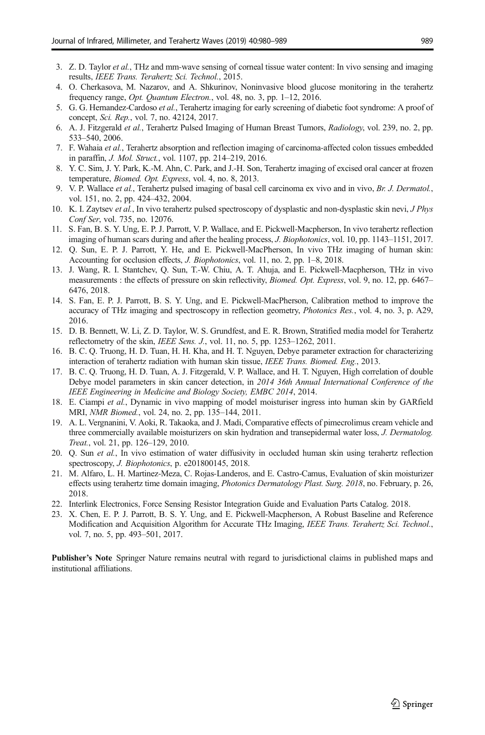3. Z. D. Taylor *et al.*, THz and mm-wave sensing of corneal tissue water content: In vivo sensing and imaging results, *IEEE Trans. Terahertz Sci. Technol.*, 2015.
4. O. Cherkasova, M. Nazarov, and A. Shkurinov, Noninvasive blood glucose monitoring in the terahertz frequency range, *Opt. Quantum Electron.*, vol. 48, no. 3, pp. 1–12, 2016.
5. G. G. Hernandez-Cardoso *et al.*, Terahertz imaging for early screening of diabetic foot syndrome: A proof of concept, *Sci. Rep.*, vol. 7, no. 42124, 2017.
6. A. J. Fitzgerald *et al.*, Terahertz Pulsed Imaging of Human Breast Tumors, *Radiology*, vol. 239, no. 2, pp. 533–540, 2006.
7. F. Wahaia *et al.*, Terahertz absorption and reflection imaging of carcinoma-affected colon tissues embedded in paraffin, *J. Mol. Struct.*, vol. 1107, pp. 214–219, 2016.
8. Y. C. Sim, J. Y. Park, K.-M. Ahn, C. Park, and J.-H. Son, Terahertz imaging of excised oral cancer at frozen temperature, *Biomed. Opt. Express*, vol. 4, no. 8, 2013.
9. V. P. Wallace *et al.*, Terahertz pulsed imaging of basal cell carcinoma ex vivo and in vivo, *Br. J. Dermatol.*, vol. 151, no. 2, pp. 424–432, 2004.
10. K. I. Zaytsev *et al.*, In vivo terahertz pulsed spectroscopy of dysplastic and non-dysplastic skin nevi, *J Phys Conf Ser*, vol. 735, no. 12076.
11. S. Fan, B. S. Y. Ung, E. P. J. Parrott, V. P. Wallace, and E. Pickwell-Macpherson, In vivo terahertz reflection imaging of human scars during and after the healing process, *J. Biophotonics*, vol. 10, pp. 1143–1151, 2017.
12. Q. Sun, E. P. J. Parrott, Y. He, and E. Pickwell-MacPherson, In vivo THz imaging of human skin: Accounting for occlusion effects, *J. Biophotonics*, vol. 11, no. 2, pp. 1–8, 2018.
13. J. Wang, R. I. Stantchev, Q. Sun, T.-W. Chiu, A. T. Ahuja, and E. Pickwell-Macpherson, THz in vivo measurements : the effects of pressure on skin reflectivity, *Biomed. Opt. Express*, vol. 9, no. 12, pp. 6467–6476, 2018.
14. S. Fan, E. P. J. Parrott, B. S. Y. Ung, and E. Pickwell-MacPherson, Calibration method to improve the accuracy of THz imaging and spectroscopy in reflection geometry, *Photonics Res.*, vol. 4, no. 3, p. A29, 2016.
15. D. B. Bennett, W. Li, Z. D. Taylor, W. S. Grundfest, and E. R. Brown, Stratified media model for Terahertz reflectometry of the skin, *IEEE Sens. J.*, vol. 11, no. 5, pp. 1253–1262, 2011.
16. B. C. Q. Truong, H. D. Tuan, H. H. Kha, and H. T. Nguyen, Debye parameter extraction for characterizing interaction of terahertz radiation with human skin tissue, *IEEE Trans. Biomed. Eng.*, 2013.
17. B. C. Q. Truong, H. D. Tuan, A. J. Fitzgerald, V. P. Wallace, and H. T. Nguyen, High correlation of double Debye model parameters in skin cancer detection, in *2014 36th Annual International Conference of the IEEE Engineering in Medicine and Biology Society, EMBC 2014*, 2014.
18. E. Ciampi *et al.*, Dynamic in vivo mapping of model moisturiser ingress into human skin by GARfield MRI, *NMR Biomed.*, vol. 24, no. 2, pp. 135–144, 2011.
19. A. L. Vergnanini, V. Aoki, R. Takaoka, and J. Madi, Comparative effects of pimecrolimus cream vehicle and three commercially available moisturizers on skin hydration and transepidermal water loss, *J. Dermatolog. Treat.*, vol. 21, pp. 126–129, 2010.
20. Q. Sun *et al.*, In vivo estimation of water diffusivity in occluded human skin using terahertz reflection spectroscopy, *J. Biophotonics*, p. e201800145, 2018.
21. M. Alfaro, L. H. Martinez-Meza, C. Rojas-Landeros, and E. Castro-Camus, Evaluation of skin moisturizer effects using terahertz time domain imaging, *Photonics Dermatology Plast. Surg. 2018*, no. February, p. 26, 2018.
22. Interlink Electronics, Force Sensing Resistor Integration Guide and Evaluation Parts Catalog. 2018.
23. X. Chen, E. P. J. Parrott, B. S. Y. Ung, and E. Pickwell-Macpherson, A Robust Baseline and Reference Modification and Acquisition Algorithm for Accurate THz Imaging, *IEEE Trans. Terahertz Sci. Technol.*, vol. 7, no. 5, pp. 493–501, 2017.

**Publisher's Note** Springer Nature remains neutral with regard to jurisdictional claims in published maps and institutional affiliations.